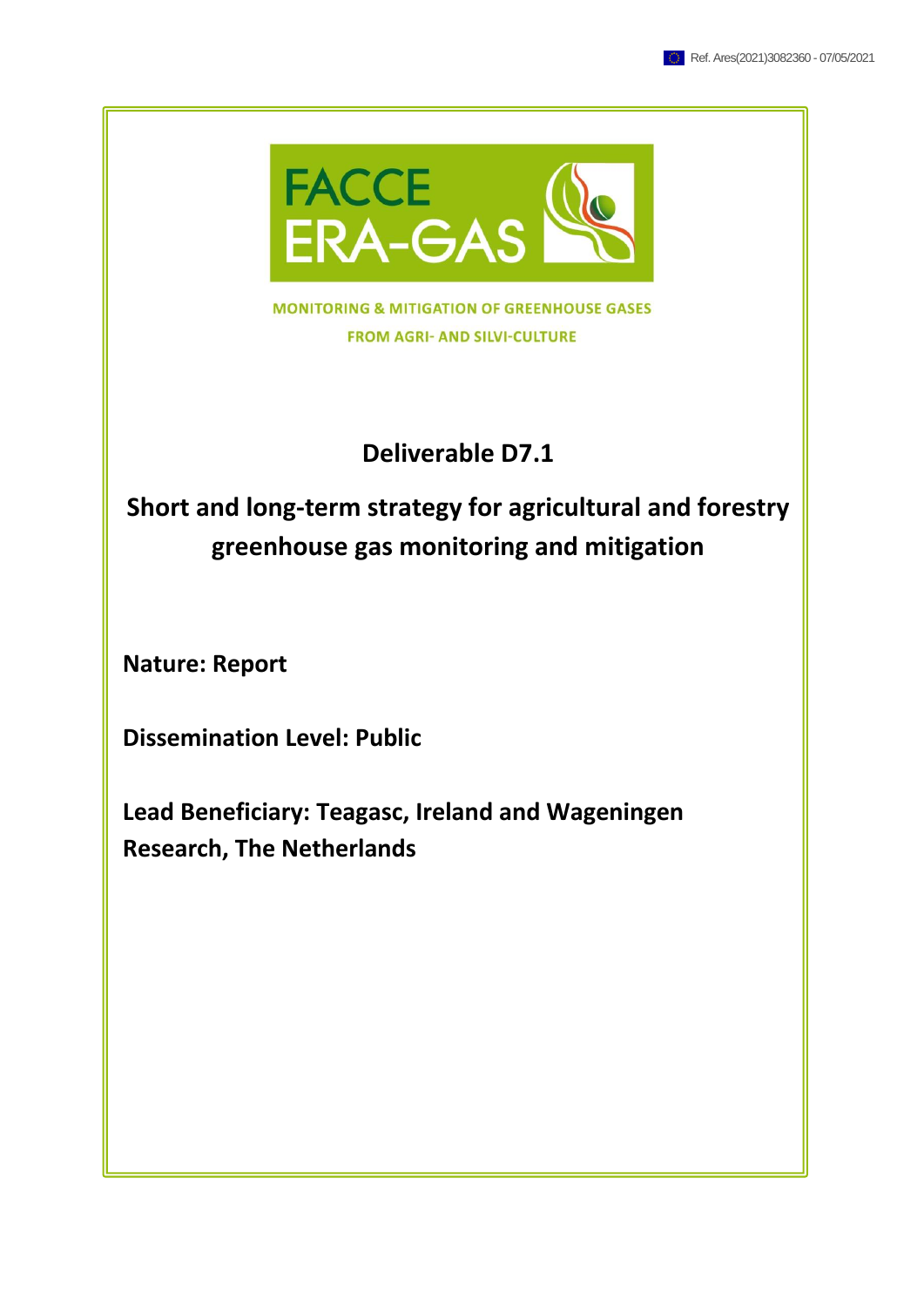Ref. Ares(2021)3082360 - 07/05/2021

FACCE ERA-GAS

MONITORING & MITIGATION OF GREENHOUSE GASES FROM AGRI- AND SILVI-CULTURE

# Deliverable D7.1

# Short and long-term strategy for agricultural and forestry greenhouse gas monitoring and mitigation

**Nature: Report**

**Dissemination Level: Public**

**Lead Beneficiary: Teagasc, Ireland and Wageningen Research, The Netherlands**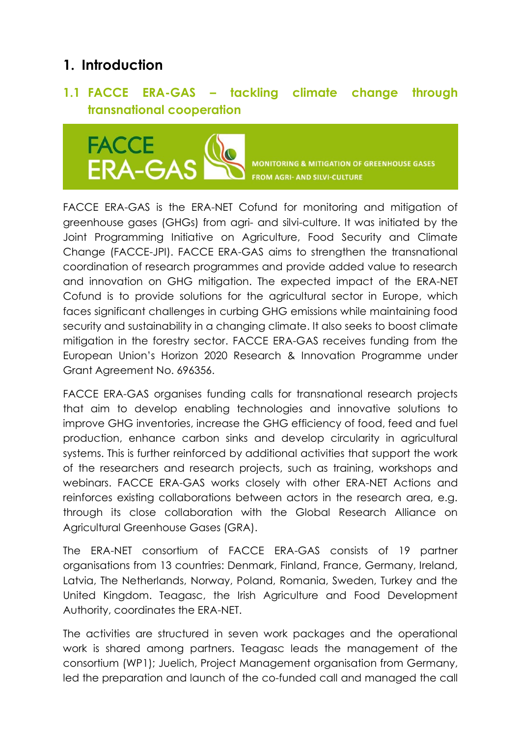# 1. Introduction

## 1.1 FACCE ERA-GAS – tackling climate change through transnational cooperation

FACCE ERA-GAS — MONITORING & MITIGATION OF GREENHOUSE GASES FROM AGRI- AND SILVI-CULTURE

FACCE ERA-GAS is the ERA-NET Cofund for monitoring and mitigation of greenhouse gases (GHGs) from agri- and silvi-culture. It was initiated by the Joint Programming Initiative on Agriculture, Food Security and Climate Change (FACCE-JPI). FACCE ERA-GAS aims to strengthen the transnational coordination of research programmes and provide added value to research and innovation on GHG mitigation. The expected impact of the ERA-NET Cofund is to provide solutions for the agricultural sector in Europe, which faces significant challenges in curbing GHG emissions while maintaining food security and sustainability in a changing climate. It also seeks to boost climate mitigation in the forestry sector. FACCE ERA-GAS receives funding from the European Union's Horizon 2020 Research & Innovation Programme under Grant Agreement No. 696356.

FACCE ERA-GAS organises funding calls for transnational research projects that aim to develop enabling technologies and innovative solutions to improve GHG inventories, increase the GHG efficiency of food, feed and fuel production, enhance carbon sinks and develop circularity in agricultural systems. This is further reinforced by additional activities that support the work of the researchers and research projects, such as training, workshops and webinars. FACCE ERA-GAS works closely with other ERA-NET Actions and reinforces existing collaborations between actors in the research area, e.g. through its close collaboration with the Global Research Alliance on Agricultural Greenhouse Gases (GRA).

The ERA-NET consortium of FACCE ERA-GAS consists of 19 partner organisations from 13 countries: Denmark, Finland, France, Germany, Ireland, Latvia, The Netherlands, Norway, Poland, Romania, Sweden, Turkey and the United Kingdom. Teagasc, the Irish Agriculture and Food Development Authority, coordinates the ERA-NET.

The activities are structured in seven work packages and the operational work is shared among partners. Teagasc leads the management of the consortium (WP1); Juelich, Project Management organisation from Germany, led the preparation and launch of the co-funded call and managed the call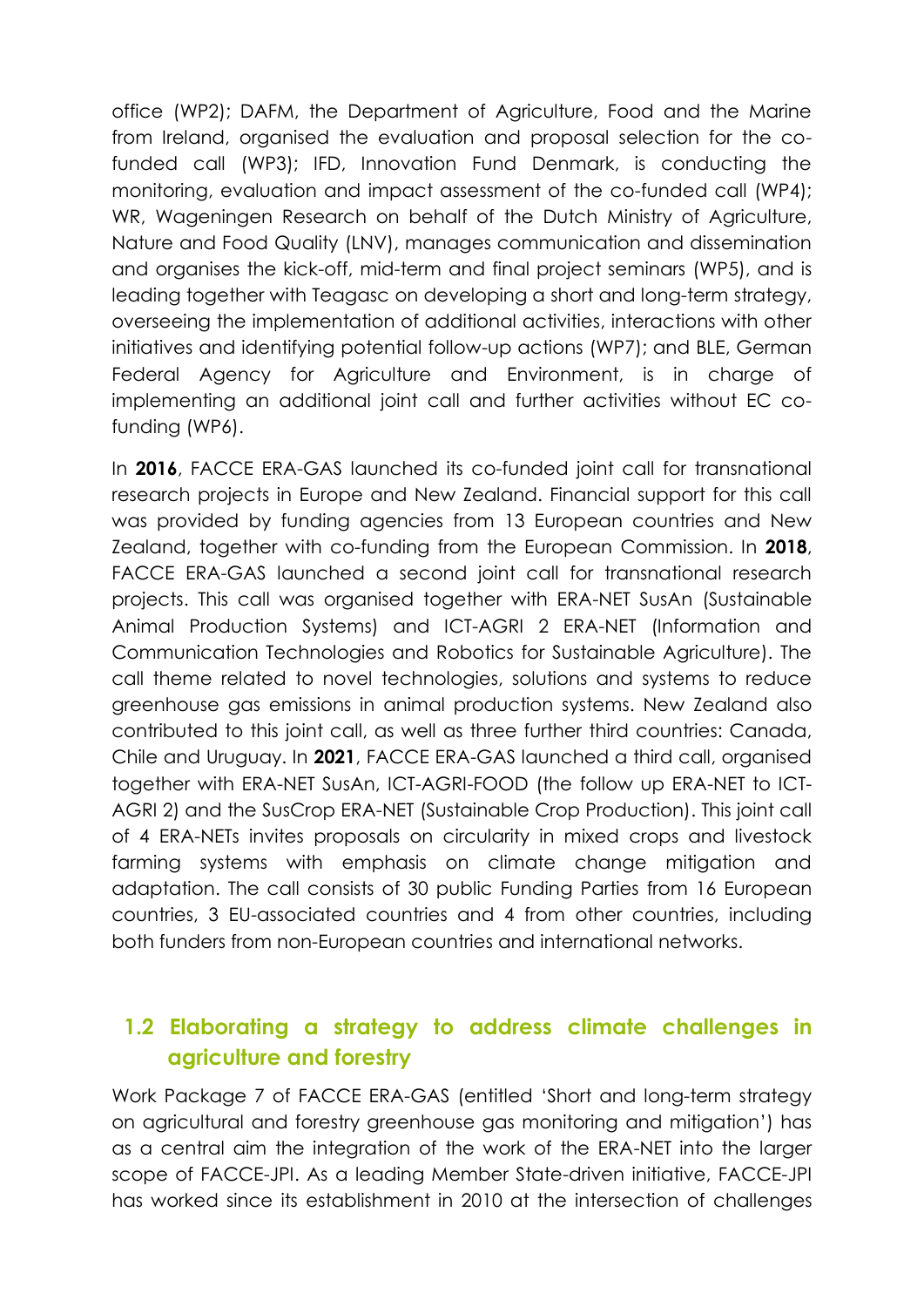office (WP2); DAFM, the Department of Agriculture, Food and the Marine from Ireland, organised the evaluation and proposal selection for the co-funded call (WP3); IFD, Innovation Fund Denmark, is conducting the monitoring, evaluation and impact assessment of the co-funded call (WP4); WR, Wageningen Research on behalf of the Dutch Ministry of Agriculture, Nature and Food Quality (LNV), manages communication and dissemination and organises the kick-off, mid-term and final project seminars (WP5), and is leading together with Teagasc on developing a short and long-term strategy, overseeing the implementation of additional activities, interactions with other initiatives and identifying potential follow-up actions (WP7); and BLE, German Federal Agency for Agriculture and Environment, is in charge of implementing an additional joint call and further activities without EC co-funding (WP6).

In **2016**, FACCE ERA-GAS launched its co-funded joint call for transnational research projects in Europe and New Zealand. Financial support for this call was provided by funding agencies from 13 European countries and New Zealand, together with co-funding from the European Commission. In **2018**, FACCE ERA-GAS launched a second joint call for transnational research projects. This call was organised together with ERA-NET SusAn (Sustainable Animal Production Systems) and ICT-AGRI 2 ERA-NET (Information and Communication Technologies and Robotics for Sustainable Agriculture). The call theme related to novel technologies, solutions and systems to reduce greenhouse gas emissions in animal production systems. New Zealand also contributed to this joint call, as well as three further third countries: Canada, Chile and Uruguay. In **2021**, FACCE ERA-GAS launched a third call, organised together with ERA-NET SusAn, ICT-AGRI-FOOD (the follow up ERA-NET to ICT-AGRI 2) and the SusCrop ERA-NET (Sustainable Crop Production). This joint call of 4 ERA-NETs invites proposals on circularity in mixed crops and livestock farming systems with emphasis on climate change mitigation and adaptation. The call consists of 30 public Funding Parties from 16 European countries, 3 EU-associated countries and 4 from other countries, including both funders from non-European countries and international networks.

## 1.2 Elaborating a strategy to address climate challenges in agriculture and forestry

Work Package 7 of FACCE ERA-GAS (entitled 'Short and long-term strategy on agricultural and forestry greenhouse gas monitoring and mitigation') has as a central aim the integration of the work of the ERA-NET into the larger scope of FACCE-JPI. As a leading Member State-driven initiative, FACCE-JPI has worked since its establishment in 2010 at the intersection of challenges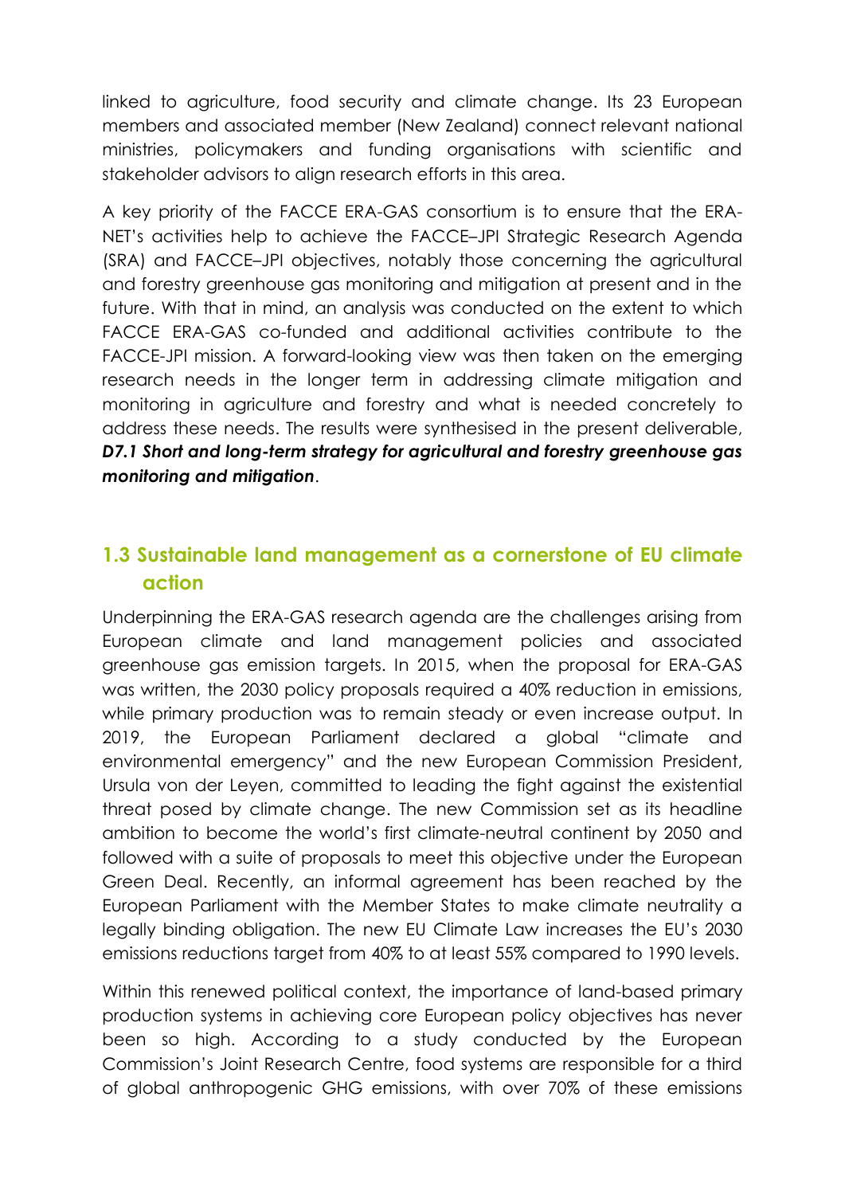linked to agriculture, food security and climate change. Its 23 European members and associated member (New Zealand) connect relevant national ministries, policymakers and funding organisations with scientific and stakeholder advisors to align research efforts in this area.

A key priority of the FACCE ERA-GAS consortium is to ensure that the ERA-NET's activities help to achieve the FACCE–JPI Strategic Research Agenda (SRA) and FACCE–JPI objectives, notably those concerning the agricultural and forestry greenhouse gas monitoring and mitigation at present and in the future. With that in mind, an analysis was conducted on the extent to which FACCE ERA-GAS co-funded and additional activities contribute to the FACCE-JPI mission. A forward-looking view was then taken on the emerging research needs in the longer term in addressing climate mitigation and monitoring in agriculture and forestry and what is needed concretely to address these needs. The results were synthesised in the present deliverable, ***D7.1 Short and long-term strategy for agricultural and forestry greenhouse gas monitoring and mitigation***.

## 1.3 Sustainable land management as a cornerstone of EU climate action

Underpinning the ERA-GAS research agenda are the challenges arising from European climate and land management policies and associated greenhouse gas emission targets. In 2015, when the proposal for ERA-GAS was written, the 2030 policy proposals required a 40% reduction in emissions, while primary production was to remain steady or even increase output. In 2019, the European Parliament declared a global "climate and environmental emergency" and the new European Commission President, Ursula von der Leyen, committed to leading the fight against the existential threat posed by climate change. The new Commission set as its headline ambition to become the world's first climate-neutral continent by 2050 and followed with a suite of proposals to meet this objective under the European Green Deal. Recently, an informal agreement has been reached by the European Parliament with the Member States to make climate neutrality a legally binding obligation. The new EU Climate Law increases the EU's 2030 emissions reductions target from 40% to at least 55% compared to 1990 levels.

Within this renewed political context, the importance of land-based primary production systems in achieving core European policy objectives has never been so high. According to a study conducted by the European Commission's Joint Research Centre, food systems are responsible for a third of global anthropogenic GHG emissions, with over 70% of these emissions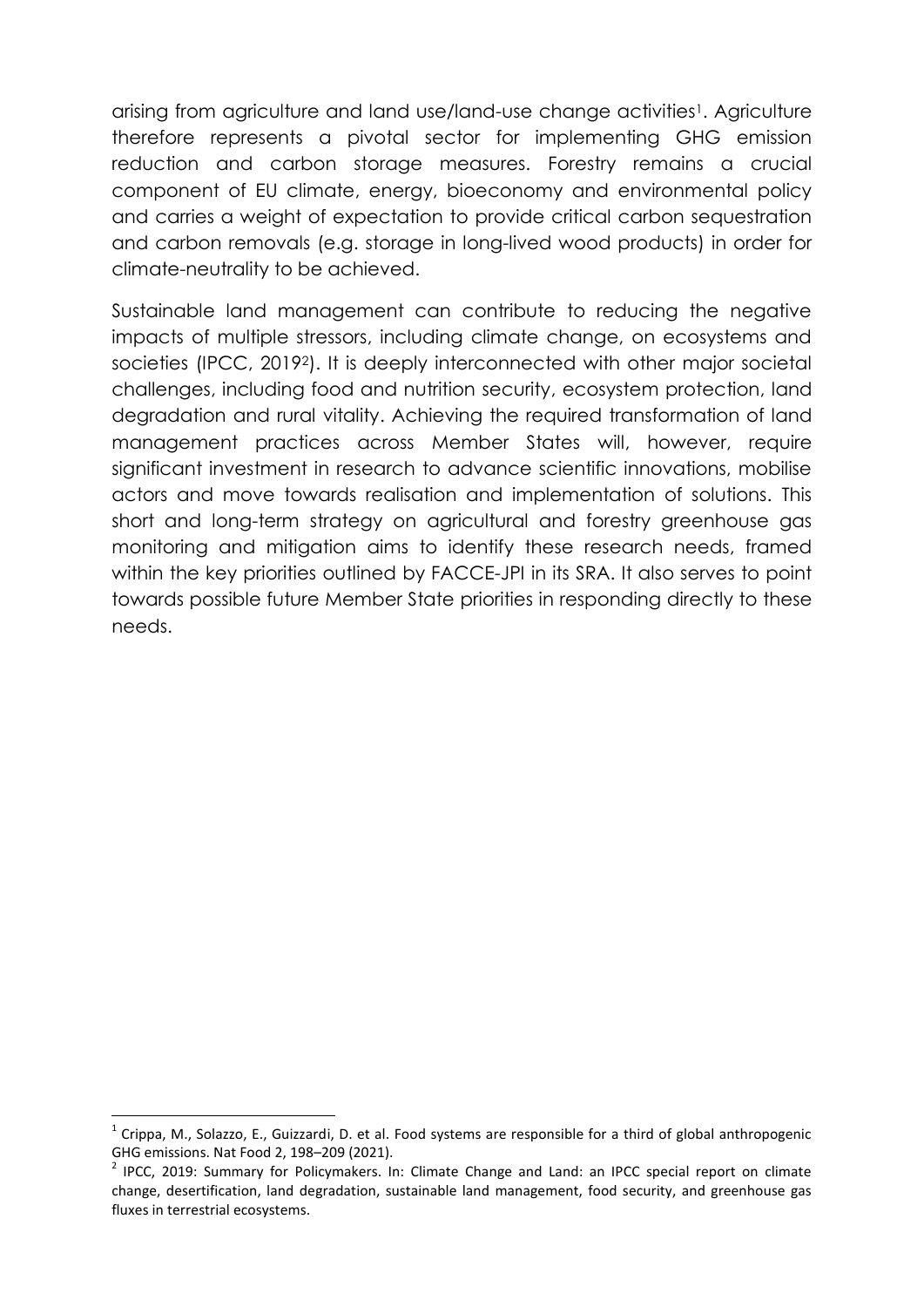arising from agriculture and land use/land-use change activities[1]. Agriculture therefore represents a pivotal sector for implementing GHG emission reduction and carbon storage measures. Forestry remains a crucial component of EU climate, energy, bioeconomy and environmental policy and carries a weight of expectation to provide critical carbon sequestration and carbon removals (e.g. storage in long-lived wood products) in order for climate-neutrality to be achieved.

Sustainable land management can contribute to reducing the negative impacts of multiple stressors, including climate change, on ecosystems and societies (IPCC, 2019[2]). It is deeply interconnected with other major societal challenges, including food and nutrition security, ecosystem protection, land degradation and rural vitality. Achieving the required transformation of land management practices across Member States will, however, require significant investment in research to advance scientific innovations, mobilise actors and move towards realisation and implementation of solutions. This short and long-term strategy on agricultural and forestry greenhouse gas monitoring and mitigation aims to identify these research needs, framed within the key priorities outlined by FACCE-JPI in its SRA. It also serves to point towards possible future Member State priorities in responding directly to these needs.

---

[1] Crippa, M., Solazzo, E., Guizzardi, D. et al. Food systems are responsible for a third of global anthropogenic GHG emissions. Nat Food 2, 198–209 (2021).

[2] IPCC, 2019: Summary for Policymakers. In: Climate Change and Land: an IPCC special report on climate change, desertification, land degradation, sustainable land management, food security, and greenhouse gas fluxes in terrestrial ecosystems.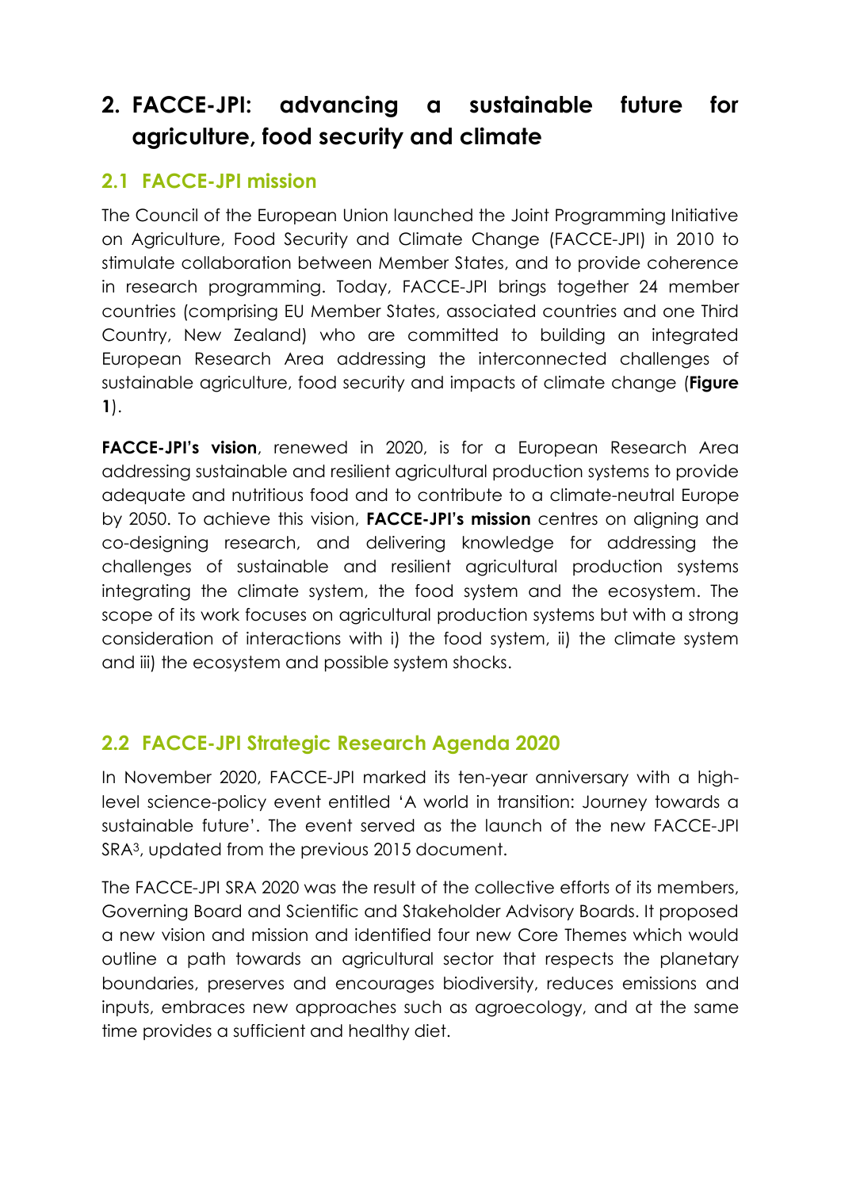# 2. FACCE-JPI: advancing a sustainable future for agriculture, food security and climate

## 2.1 FACCE-JPI mission

The Council of the European Union launched the Joint Programming Initiative on Agriculture, Food Security and Climate Change (FACCE-JPI) in 2010 to stimulate collaboration between Member States, and to provide coherence in research programming. Today, FACCE-JPI brings together 24 member countries (comprising EU Member States, associated countries and one Third Country, New Zealand) who are committed to building an integrated European Research Area addressing the interconnected challenges of sustainable agriculture, food security and impacts of climate change (**Figure 1**).

**FACCE-JPI's vision**, renewed in 2020, is for a European Research Area addressing sustainable and resilient agricultural production systems to provide adequate and nutritious food and to contribute to a climate-neutral Europe by 2050. To achieve this vision, **FACCE-JPI's mission** centres on aligning and co-designing research, and delivering knowledge for addressing the challenges of sustainable and resilient agricultural production systems integrating the climate system, the food system and the ecosystem. The scope of its work focuses on agricultural production systems but with a strong consideration of interactions with i) the food system, ii) the climate system and iii) the ecosystem and possible system shocks.

## 2.2 FACCE-JPI Strategic Research Agenda 2020

In November 2020, FACCE-JPI marked its ten-year anniversary with a high-level science-policy event entitled 'A world in transition: Journey towards a sustainable future'. The event served as the launch of the new FACCE-JPI SRA[3], updated from the previous 2015 document.

The FACCE-JPI SRA 2020 was the result of the collective efforts of its members, Governing Board and Scientific and Stakeholder Advisory Boards. It proposed a new vision and mission and identified four new Core Themes which would outline a path towards an agricultural sector that respects the planetary boundaries, preserves and encourages biodiversity, reduces emissions and inputs, embraces new approaches such as agroecology, and at the same time provides a sufficient and healthy diet.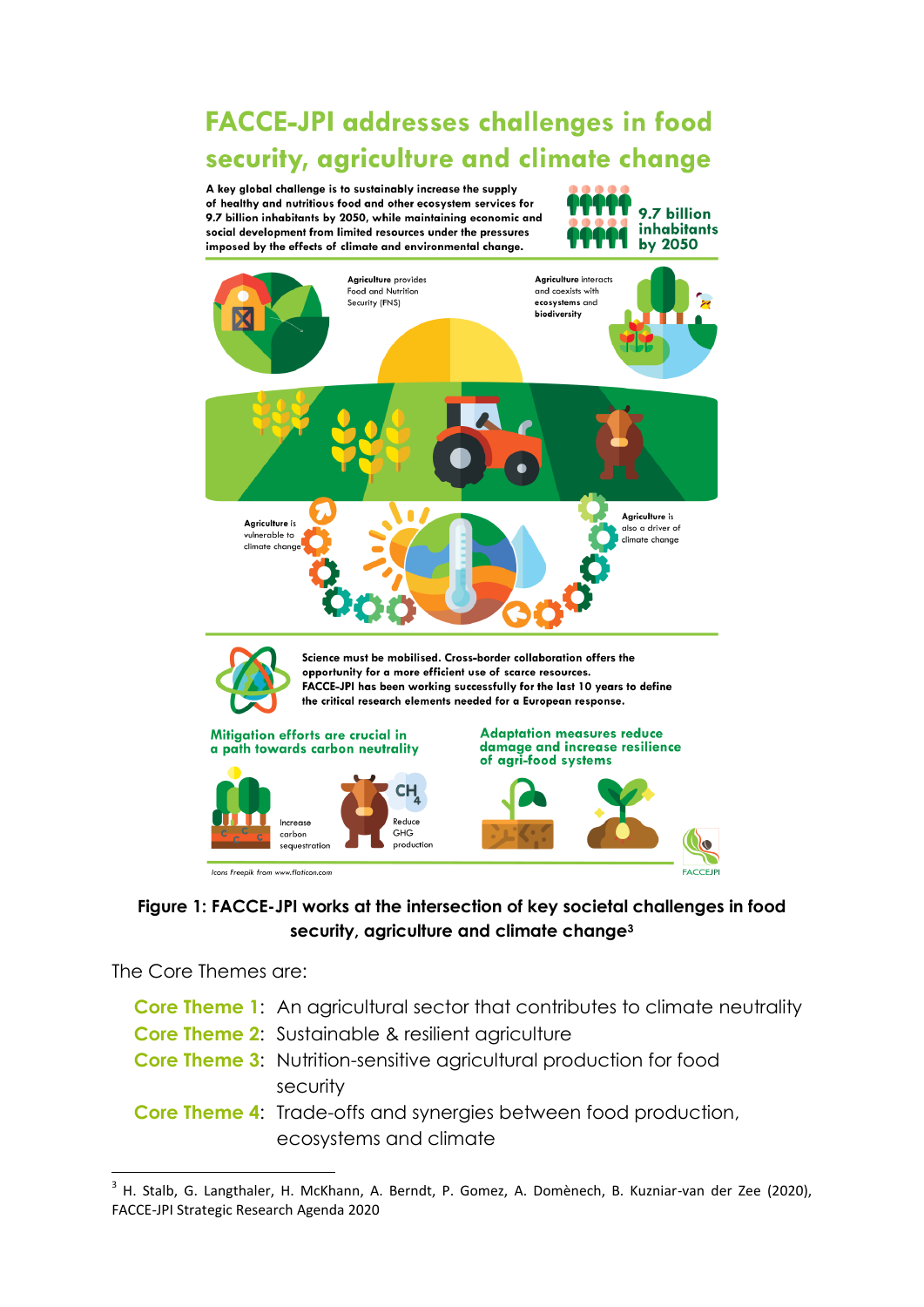## FACCE-JPI addresses challenges in food security, agriculture and climate change

**A key global challenge is to sustainably increase the supply of healthy and nutritious food and other ecosystem services for 9.7 billion inhabitants by 2050, while maintaining economic and social development from limited resources under the pressures imposed by the effects of climate and environmental change.**

**9.7 billion inhabitants by 2050**

**Agriculture** provides Food and Nutrition Security (FNS)

**Agriculture** interacts and coexists with **ecosystems** and **biodiversity**

**Agriculture** is vulnerable to climate change

**Agriculture** is also a driver of climate change

**Science must be mobilised. Cross-border collaboration offers the opportunity for a more efficient use of scarce resources. FACCE-JPI has been working successfully for the last 10 years to define the critical research elements needed for a European response.**

**Mitigation efforts are crucial in a path towards carbon neutrality**

Increase carbon sequestration

$CH_4$

Reduce GHG production

**Adaptation measures reduce damage and increase resilience of agri-food systems**

*Icons Freepik from www.flaticon.com*

FACCEJPI

**Figure 1: FACCE-JPI works at the intersection of key societal challenges in food security, agriculture and climate change[3]**

The Core Themes are:

- **Core Theme 1**: An agricultural sector that contributes to climate neutrality
- **Core Theme 2**: Sustainable & resilient agriculture
- **Core Theme 3**: Nutrition-sensitive agricultural production for food security
- **Core Theme 4**: Trade-offs and synergies between food production, ecosystems and climate

---

[3] H. Stalb, G. Langthaler, H. McKhann, A. Berndt, P. Gomez, A. Domènech, B. Kuzniar-van der Zee (2020), FACCE-JPI Strategic Research Agenda 2020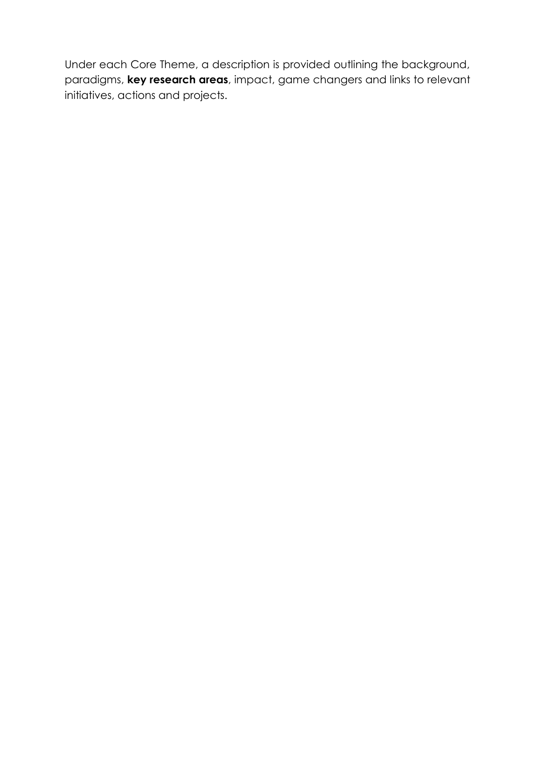Under each Core Theme, a description is provided outlining the background, paradigms, **key research areas**, impact, game changers and links to relevant initiatives, actions and projects.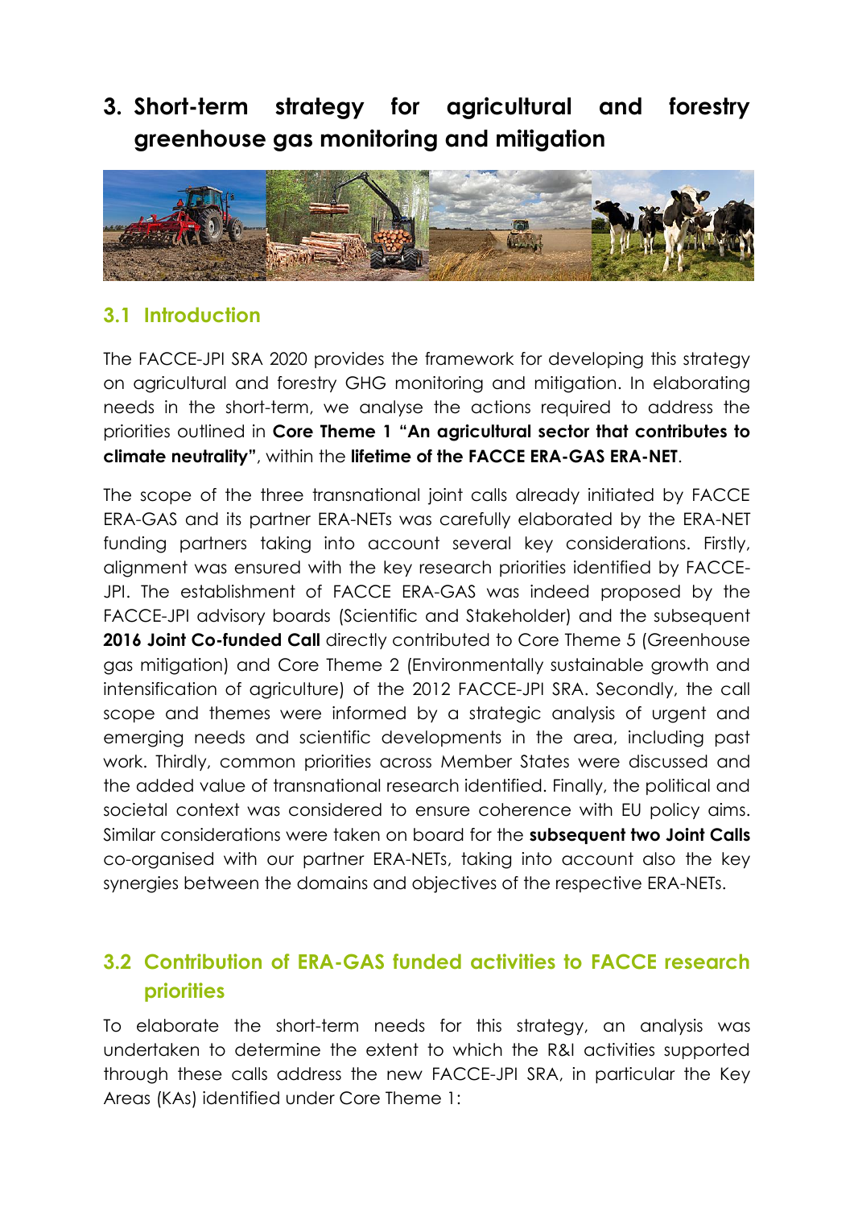# 3. Short-term strategy for agricultural and forestry greenhouse gas monitoring and mitigation

## 3.1 Introduction

The FACCE-JPI SRA 2020 provides the framework for developing this strategy on agricultural and forestry GHG monitoring and mitigation. In elaborating needs in the short-term, we analyse the actions required to address the priorities outlined in **Core Theme 1 "An agricultural sector that contributes to climate neutrality"**, within the **lifetime of the FACCE ERA-GAS ERA-NET**.

The scope of the three transnational joint calls already initiated by FACCE ERA-GAS and its partner ERA-NETs was carefully elaborated by the ERA-NET funding partners taking into account several key considerations. Firstly, alignment was ensured with the key research priorities identified by FACCE-JPI. The establishment of FACCE ERA-GAS was indeed proposed by the FACCE-JPI advisory boards (Scientific and Stakeholder) and the subsequent **2016 Joint Co-funded Call** directly contributed to Core Theme 5 (Greenhouse gas mitigation) and Core Theme 2 (Environmentally sustainable growth and intensification of agriculture) of the 2012 FACCE-JPI SRA. Secondly, the call scope and themes were informed by a strategic analysis of urgent and emerging needs and scientific developments in the area, including past work. Thirdly, common priorities across Member States were discussed and the added value of transnational research identified. Finally, the political and societal context was considered to ensure coherence with EU policy aims. Similar considerations were taken on board for the **subsequent two Joint Calls** co-organised with our partner ERA-NETs, taking into account also the key synergies between the domains and objectives of the respective ERA-NETs.

## 3.2 Contribution of ERA-GAS funded activities to FACCE research priorities

To elaborate the short-term needs for this strategy, an analysis was undertaken to determine the extent to which the R&I activities supported through these calls address the new FACCE-JPI SRA, in particular the Key Areas (KAs) identified under Core Theme 1: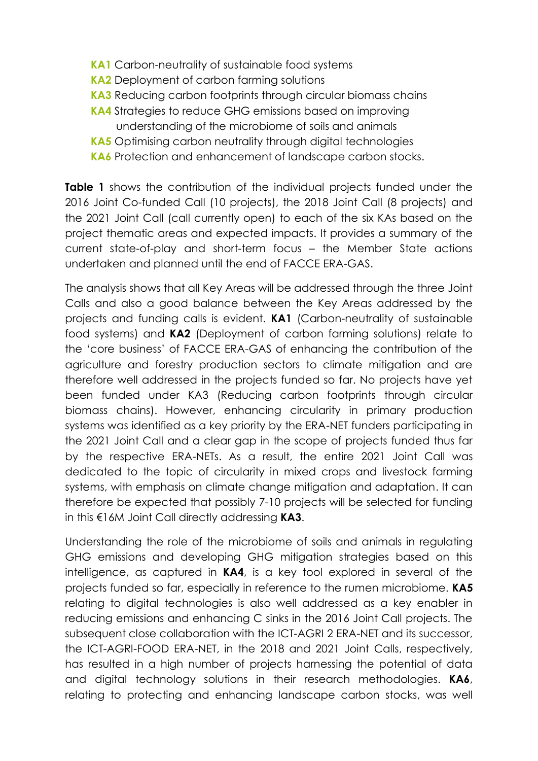- **KA1** Carbon-neutrality of sustainable food systems
- **KA2** Deployment of carbon farming solutions
- **KA3** Reducing carbon footprints through circular biomass chains
- **KA4** Strategies to reduce GHG emissions based on improving understanding of the microbiome of soils and animals
- **KA5** Optimising carbon neutrality through digital technologies
- **KA6** Protection and enhancement of landscape carbon stocks.

**Table 1** shows the contribution of the individual projects funded under the 2016 Joint Co-funded Call (10 projects), the 2018 Joint Call (8 projects) and the 2021 Joint Call (call currently open) to each of the six KAs based on the project thematic areas and expected impacts. It provides a summary of the current state-of-play and short-term focus – the Member State actions undertaken and planned until the end of FACCE ERA-GAS.

The analysis shows that all Key Areas will be addressed through the three Joint Calls and also a good balance between the Key Areas addressed by the projects and funding calls is evident. **KA1** (Carbon-neutrality of sustainable food systems) and **KA2** (Deployment of carbon farming solutions) relate to the 'core business' of FACCE ERA-GAS of enhancing the contribution of the agriculture and forestry production sectors to climate mitigation and are therefore well addressed in the projects funded so far. No projects have yet been funded under KA3 (Reducing carbon footprints through circular biomass chains). However, enhancing circularity in primary production systems was identified as a key priority by the ERA-NET funders participating in the 2021 Joint Call and a clear gap in the scope of projects funded thus far by the respective ERA-NETs. As a result, the entire 2021 Joint Call was dedicated to the topic of circularity in mixed crops and livestock farming systems, with emphasis on climate change mitigation and adaptation. It can therefore be expected that possibly 7-10 projects will be selected for funding in this €16M Joint Call directly addressing **KA3**.

Understanding the role of the microbiome of soils and animals in regulating GHG emissions and developing GHG mitigation strategies based on this intelligence, as captured in **KA4**, is a key tool explored in several of the projects funded so far, especially in reference to the rumen microbiome. **KA5** relating to digital technologies is also well addressed as a key enabler in reducing emissions and enhancing C sinks in the 2016 Joint Call projects. The subsequent close collaboration with the ICT-AGRI 2 ERA-NET and its successor, the ICT-AGRI-FOOD ERA-NET, in the 2018 and 2021 Joint Calls, respectively, has resulted in a high number of projects harnessing the potential of data and digital technology solutions in their research methodologies. **KA6**, relating to protecting and enhancing landscape carbon stocks, was well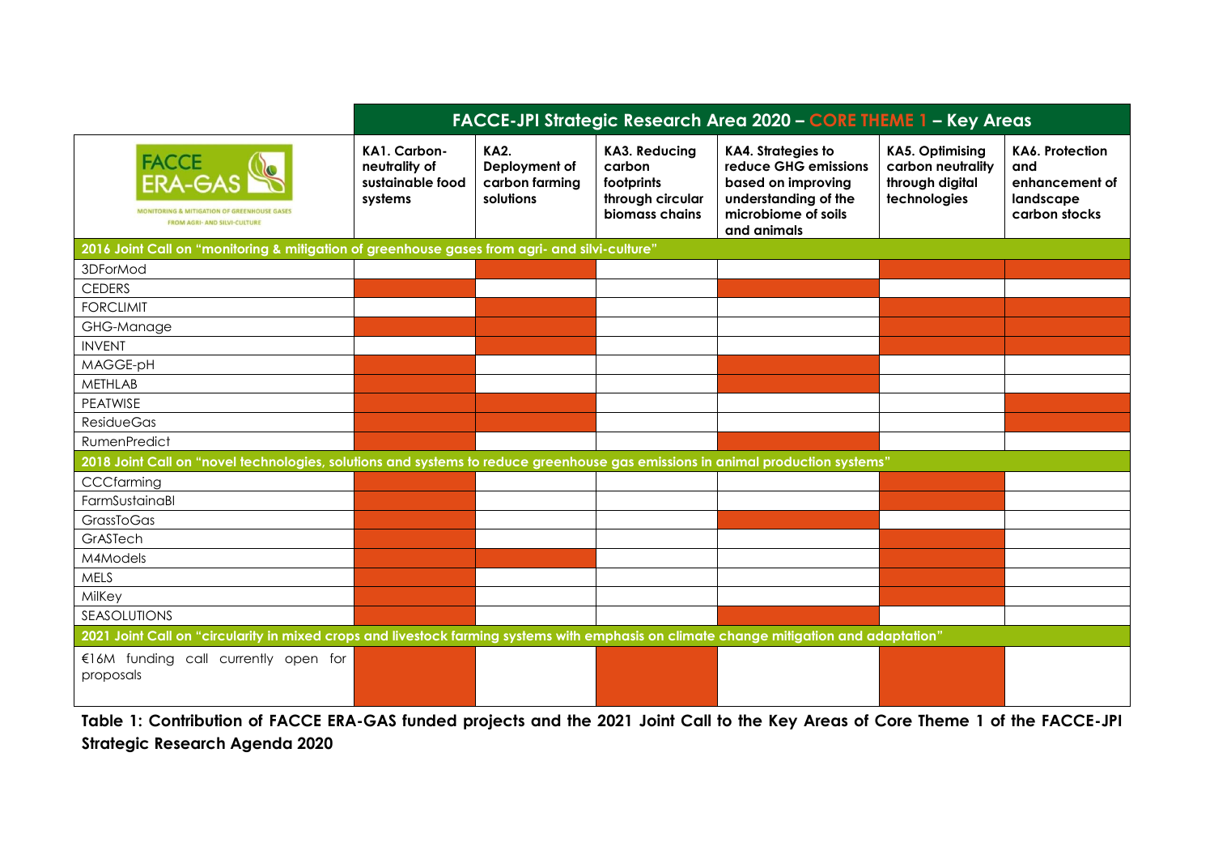| | FACCE-JPI Strategic Research Area 2020 – CORE THEME 1 – Key Areas | | | | | |
|---|---|---|---|---|---|---|
| FACCE ERA-GAS MONITORING & MITIGATION OF GREENHOUSE GASES FROM AGRI- AND SILVI-CULTURE | KA1. Carbon-neutrality of sustainable food systems | KA2. Deployment of carbon farming solutions | KA3. Reducing carbon footprints through circular biomass chains | KA4. Strategies to reduce GHG emissions based on improving understanding of the microbiome of soils and animals | KA5. Optimising carbon neutrality through digital technologies | KA6. Protection and enhancement of landscape carbon stocks |
| **2016 Joint Call on "monitoring & mitigation of greenhouse gases from agri- and silvi-culture"** | | | | | | |
| 3DForMod | | X | | | X | X |
| CEDERS | X | | | X | | |
| FORCLIMIT | | X | | | X | X |
| GHG-Manage | X | X | | | X | X |
| INVENT | | X | | | X | X |
| MAGGE-pH | X | | | X | | |
| METHLAB | X | | | X | | |
| PEATWISE | X | X | | | | X |
| ResidueGas | X | X | | | | X |
| RumenPredict | X | | | X | | |
| **2018 Joint Call on "novel technologies, solutions and systems to reduce greenhouse gas emissions in animal production systems"** | | | | | | |
| CCCfarming | X | | | | X | |
| FarmSustainaBl | X | | | | X | |
| GrassToGas | X | | | X | | |
| GrASTech | X | | | | X | |
| M4Models | X | X | | | X | |
| MELS | X | | | | X | |
| MilKey | X | | | | X | |
| SEASOLUTIONS | X | | | X | | |
| **2021 Joint Call on "circularity in mixed crops and livestock farming systems with emphasis on climate change mitigation and adaptation"** | | | | | | |
| €16M funding call currently open for proposals | X | | X | | X | |

**Table 1: Contribution of FACCE ERA-GAS funded projects and the 2021 Joint Call to the Key Areas of Core Theme 1 of the FACCE-JPI Strategic Research Agenda 2020**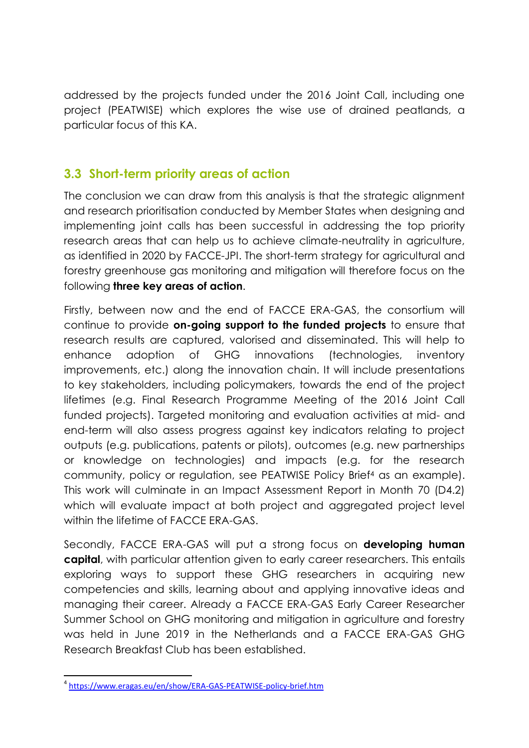addressed by the projects funded under the 2016 Joint Call, including one project (PEATWISE) which explores the wise use of drained peatlands, a particular focus of this KA.

## 3.3 Short-term priority areas of action

The conclusion we can draw from this analysis is that the strategic alignment and research prioritisation conducted by Member States when designing and implementing joint calls has been successful in addressing the top priority research areas that can help us to achieve climate-neutrality in agriculture, as identified in 2020 by FACCE-JPI. The short-term strategy for agricultural and forestry greenhouse gas monitoring and mitigation will therefore focus on the following **three key areas of action**.

Firstly, between now and the end of FACCE ERA-GAS, the consortium will continue to provide **on-going support to the funded projects** to ensure that research results are captured, valorised and disseminated. This will help to enhance adoption of GHG innovations (technologies, inventory improvements, etc.) along the innovation chain. It will include presentations to key stakeholders, including policymakers, towards the end of the project lifetimes (e.g. Final Research Programme Meeting of the 2016 Joint Call funded projects). Targeted monitoring and evaluation activities at mid- and end-term will also assess progress against key indicators relating to project outputs (e.g. publications, patents or pilots), outcomes (e.g. new partnerships or knowledge on technologies) and impacts (e.g. for the research community, policy or regulation, see PEATWISE Policy Brief[4] as an example). This work will culminate in an Impact Assessment Report in Month 70 (D4.2) which will evaluate impact at both project and aggregated project level within the lifetime of FACCE ERA-GAS.

Secondly, FACCE ERA-GAS will put a strong focus on **developing human capital**, with particular attention given to early career researchers. This entails exploring ways to support these GHG researchers in acquiring new competencies and skills, learning about and applying innovative ideas and managing their career. Already a FACCE ERA-GAS Early Career Researcher Summer School on GHG monitoring and mitigation in agriculture and forestry was held in June 2019 in the Netherlands and a FACCE ERA-GAS GHG Research Breakfast Club has been established.

[4] https://www.eragas.eu/en/show/ERA-GAS-PEATWISE-policy-brief.htm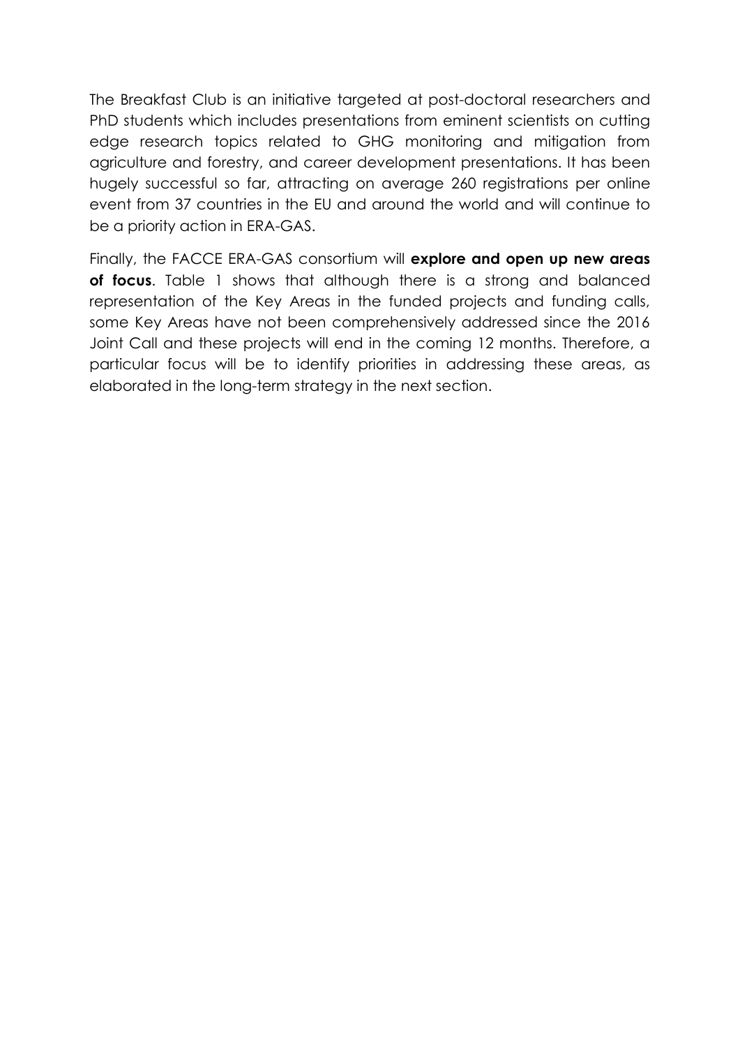The Breakfast Club is an initiative targeted at post-doctoral researchers and PhD students which includes presentations from eminent scientists on cutting edge research topics related to GHG monitoring and mitigation from agriculture and forestry, and career development presentations. It has been hugely successful so far, attracting on average 260 registrations per online event from 37 countries in the EU and around the world and will continue to be a priority action in ERA-GAS.

Finally, the FACCE ERA-GAS consortium will **explore and open up new areas of focus**. Table 1 shows that although there is a strong and balanced representation of the Key Areas in the funded projects and funding calls, some Key Areas have not been comprehensively addressed since the 2016 Joint Call and these projects will end in the coming 12 months. Therefore, a particular focus will be to identify priorities in addressing these areas, as elaborated in the long-term strategy in the next section.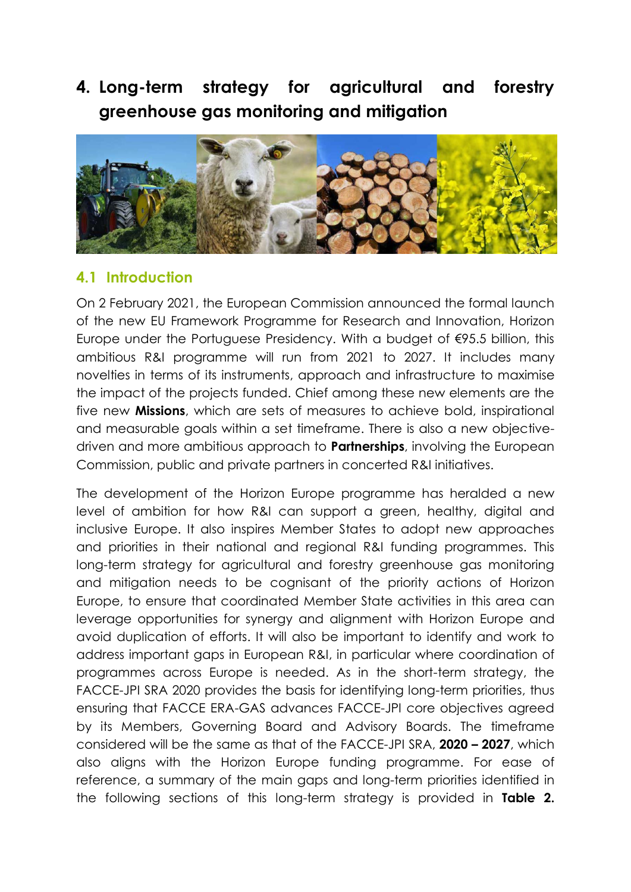# 4. Long-term strategy for agricultural and forestry greenhouse gas monitoring and mitigation

## 4.1 Introduction

On 2 February 2021, the European Commission announced the formal launch of the new EU Framework Programme for Research and Innovation, Horizon Europe under the Portuguese Presidency. With a budget of €95.5 billion, this ambitious R&I programme will run from 2021 to 2027. It includes many novelties in terms of its instruments, approach and infrastructure to maximise the impact of the projects funded. Chief among these new elements are the five new **Missions**, which are sets of measures to achieve bold, inspirational and measurable goals within a set timeframe. There is also a new objective-driven and more ambitious approach to **Partnerships**, involving the European Commission, public and private partners in concerted R&I initiatives.

The development of the Horizon Europe programme has heralded a new level of ambition for how R&I can support a green, healthy, digital and inclusive Europe. It also inspires Member States to adopt new approaches and priorities in their national and regional R&I funding programmes. This long-term strategy for agricultural and forestry greenhouse gas monitoring and mitigation needs to be cognisant of the priority actions of Horizon Europe, to ensure that coordinated Member State activities in this area can leverage opportunities for synergy and alignment with Horizon Europe and avoid duplication of efforts. It will also be important to identify and work to address important gaps in European R&I, in particular where coordination of programmes across Europe is needed. As in the short-term strategy, the FACCE-JPI SRA 2020 provides the basis for identifying long-term priorities, thus ensuring that FACCE ERA-GAS advances FACCE-JPI core objectives agreed by its Members, Governing Board and Advisory Boards. The timeframe considered will be the same as that of the FACCE-JPI SRA, **2020 – 2027**, which also aligns with the Horizon Europe funding programme. For ease of reference, a summary of the main gaps and long-term priorities identified in the following sections of this long-term strategy is provided in **Table 2.**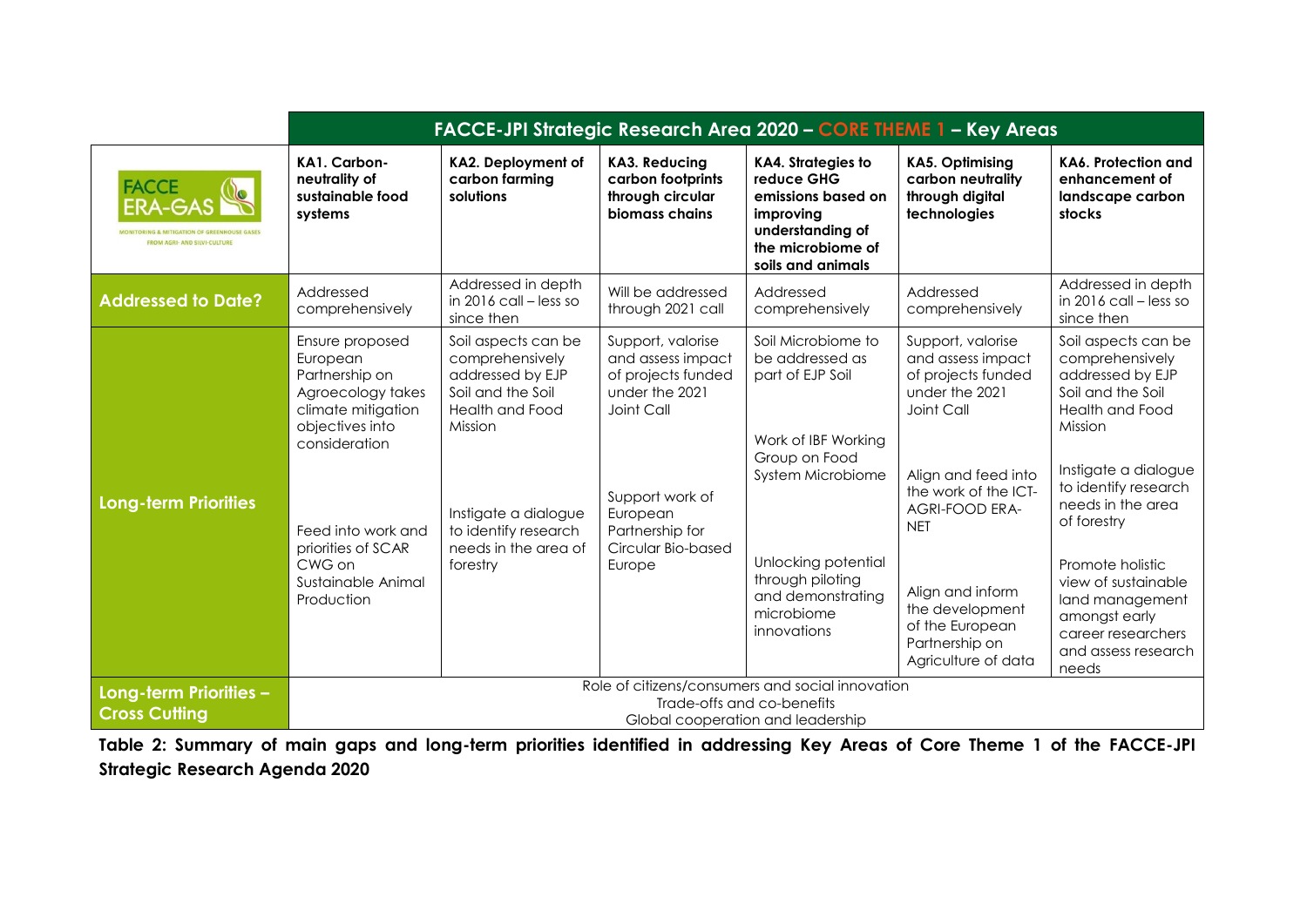| | FACCE-JPI Strategic Research Area 2020 – CORE THEME 1 – Key Areas | | | | | |
|---|---|---|---|---|---|---|
| FACCE ERA-GAS MONITORING & MITIGATION OF GREENHOUSE GASES FROM AGRI- AND SILVI-CULTURE | **KA1. Carbon-neutrality of sustainable food systems** | **KA2. Deployment of carbon farming solutions** | **KA3. Reducing carbon footprints through circular biomass chains** | **KA4. Strategies to reduce GHG emissions based on improving understanding of the microbiome of soils and animals** | **KA5. Optimising carbon neutrality through digital technologies** | **KA6. Protection and enhancement of landscape carbon stocks** |
| **Addressed to Date?** | Addressed comprehensively | Addressed in depth in 2016 call – less so since then | Will be addressed through 2021 call | Addressed comprehensively | Addressed comprehensively | Addressed in depth in 2016 call – less so since then |
| **Long-term Priorities** | Ensure proposed European Partnership on Agroecology takes climate mitigation objectives into consideration<br><br>Feed into work and priorities of SCAR CWG on Sustainable Animal Production | Soil aspects can be comprehensively addressed by EJP Soil and the Soil Health and Food Mission<br><br>Instigate a dialogue to identify research needs in the area of forestry | Support, valorise and assess impact of projects funded under the 2021 Joint Call<br><br>Support work of European Partnership for Circular Bio-based Europe | Soil Microbiome to be addressed as part of EJP Soil<br><br>Work of IBF Working Group on Food System Microbiome<br><br>Unlocking potential through piloting and demonstrating microbiome innovations | Support, valorise and assess impact of projects funded under the 2021 Joint Call<br><br>Align and feed into the work of the ICT-AGRI-FOOD ERA-NET<br><br>Align and inform the development of the European Partnership on Agriculture of data | Soil aspects can be comprehensively addressed by EJP Soil and the Soil Health and Food Mission<br><br>Instigate a dialogue to identify research needs in the area of forestry<br><br>Promote holistic view of sustainable land management amongst early career researchers and assess research needs |
| **Long-term Priorities – Cross Cutting** | Role of citizens/consumers and social innovation<br>Trade-offs and co-benefits<br>Global cooperation and leadership | | | | | |

**Table 2: Summary of main gaps and long-term priorities identified in addressing Key Areas of Core Theme 1 of the FACCE-JPI Strategic Research Agenda 2020**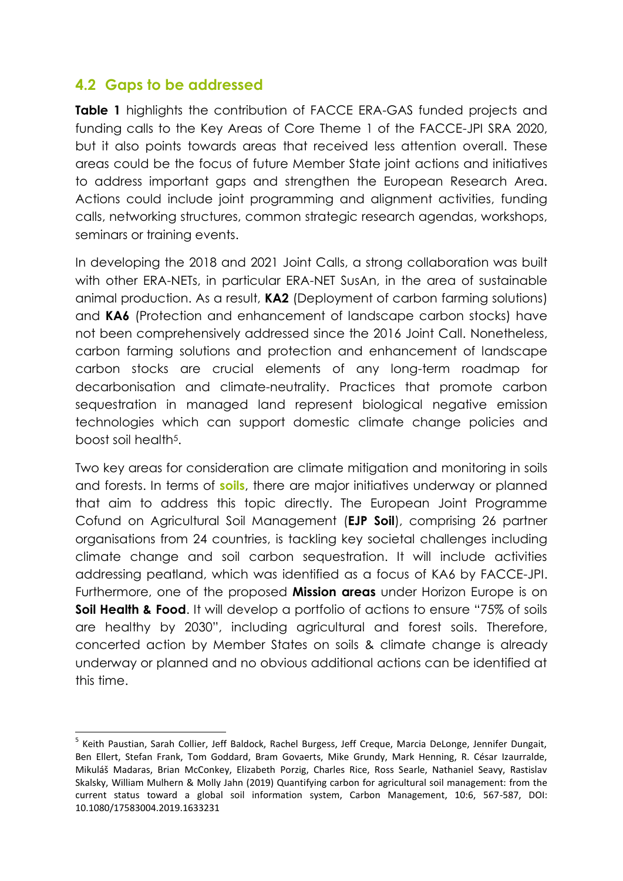## 4.2 Gaps to be addressed

**Table 1** highlights the contribution of FACCE ERA-GAS funded projects and funding calls to the Key Areas of Core Theme 1 of the FACCE-JPI SRA 2020, but it also points towards areas that received less attention overall. These areas could be the focus of future Member State joint actions and initiatives to address important gaps and strengthen the European Research Area. Actions could include joint programming and alignment activities, funding calls, networking structures, common strategic research agendas, workshops, seminars or training events.

In developing the 2018 and 2021 Joint Calls, a strong collaboration was built with other ERA-NETs, in particular ERA-NET SusAn, in the area of sustainable animal production. As a result, **KA2** (Deployment of carbon farming solutions) and **KA6** (Protection and enhancement of landscape carbon stocks) have not been comprehensively addressed since the 2016 Joint Call. Nonetheless, carbon farming solutions and protection and enhancement of landscape carbon stocks are crucial elements of any long-term roadmap for decarbonisation and climate-neutrality. Practices that promote carbon sequestration in managed land represent biological negative emission technologies which can support domestic climate change policies and boost soil health[5].

Two key areas for consideration are climate mitigation and monitoring in soils and forests. In terms of **soils**, there are major initiatives underway or planned that aim to address this topic directly. The European Joint Programme Cofund on Agricultural Soil Management (**EJP Soil**), comprising 26 partner organisations from 24 countries, is tackling key societal challenges including climate change and soil carbon sequestration. It will include activities addressing peatland, which was identified as a focus of KA6 by FACCE-JPI. Furthermore, one of the proposed **Mission areas** under Horizon Europe is on **Soil Health & Food**. It will develop a portfolio of actions to ensure "75% of soils are healthy by 2030", including agricultural and forest soils. Therefore, concerted action by Member States on soils & climate change is already underway or planned and no obvious additional actions can be identified at this time.

---

[5] Keith Paustian, Sarah Collier, Jeff Baldock, Rachel Burgess, Jeff Creque, Marcia DeLonge, Jennifer Dungait, Ben Ellert, Stefan Frank, Tom Goddard, Bram Govaerts, Mike Grundy, Mark Henning, R. César Izaurralde, Mikuláš Madaras, Brian McConkey, Elizabeth Porzig, Charles Rice, Ross Searle, Nathaniel Seavy, Rastislav Skalsky, William Mulhern & Molly Jahn (2019) Quantifying carbon for agricultural soil management: from the current status toward a global soil information system, Carbon Management, 10:6, 567-587, DOI: 10.1080/17583004.2019.1633231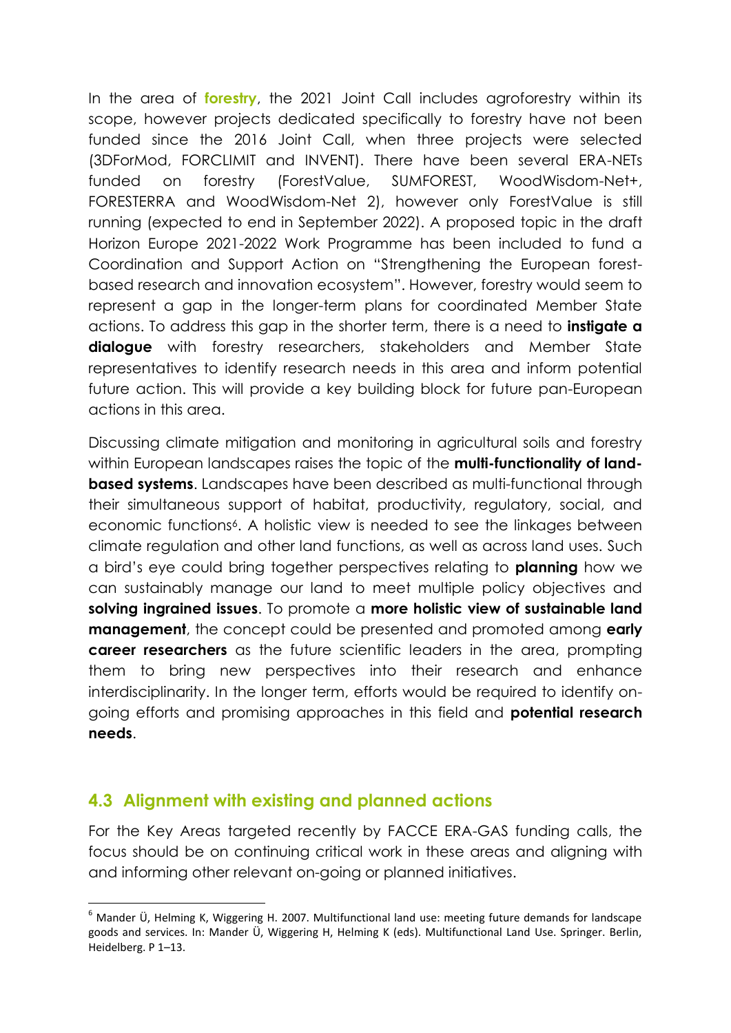In the area of **forestry**, the 2021 Joint Call includes agroforestry within its scope, however projects dedicated specifically to forestry have not been funded since the 2016 Joint Call, when three projects were selected (3DForMod, FORCLIMIT and INVENT). There have been several ERA-NETs funded on forestry (ForestValue, SUMFOREST, WoodWisdom-Net+, FORESTERRA and WoodWisdom-Net 2), however only ForestValue is still running (expected to end in September 2022). A proposed topic in the draft Horizon Europe 2021-2022 Work Programme has been included to fund a Coordination and Support Action on "Strengthening the European forest-based research and innovation ecosystem". However, forestry would seem to represent a gap in the longer-term plans for coordinated Member State actions. To address this gap in the shorter term, there is a need to **instigate a dialogue** with forestry researchers, stakeholders and Member State representatives to identify research needs in this area and inform potential future action. This will provide a key building block for future pan-European actions in this area.

Discussing climate mitigation and monitoring in agricultural soils and forestry within European landscapes raises the topic of the **multi-functionality of land-based systems**. Landscapes have been described as multi-functional through their simultaneous support of habitat, productivity, regulatory, social, and economic functions[6]. A holistic view is needed to see the linkages between climate regulation and other land functions, as well as across land uses. Such a bird's eye could bring together perspectives relating to **planning** how we can sustainably manage our land to meet multiple policy objectives and **solving ingrained issues**. To promote a **more holistic view of sustainable land management**, the concept could be presented and promoted among **early career researchers** as the future scientific leaders in the area, prompting them to bring new perspectives into their research and enhance interdisciplinarity. In the longer term, efforts would be required to identify on-going efforts and promising approaches in this field and **potential research needs**.

## 4.3 Alignment with existing and planned actions

For the Key Areas targeted recently by FACCE ERA-GAS funding calls, the focus should be on continuing critical work in these areas and aligning with and informing other relevant on-going or planned initiatives.

[6] Mander Ü, Helming K, Wiggering H. 2007. Multifunctional land use: meeting future demands for landscape goods and services. In: Mander Ü, Wiggering H, Helming K (eds). Multifunctional Land Use. Springer. Berlin, Heidelberg. P 1–13.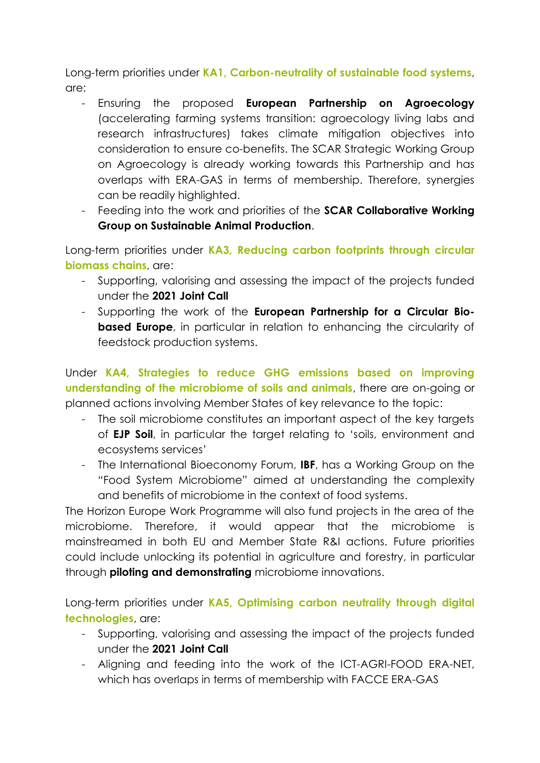Long-term priorities under **KA1, Carbon-neutrality of sustainable food systems**, are:

- Ensuring the proposed **European Partnership on Agroecology** (accelerating farming systems transition: agroecology living labs and research infrastructures) takes climate mitigation objectives into consideration to ensure co-benefits. The SCAR Strategic Working Group on Agroecology is already working towards this Partnership and has overlaps with ERA-GAS in terms of membership. Therefore, synergies can be readily highlighted.
- Feeding into the work and priorities of the **SCAR Collaborative Working Group on Sustainable Animal Production**.

Long-term priorities under **KA3, Reducing carbon footprints through circular biomass chains**, are:

- Supporting, valorising and assessing the impact of the projects funded under the **2021 Joint Call**
- Supporting the work of the **European Partnership for a Circular Bio-based Europe**, in particular in relation to enhancing the circularity of feedstock production systems.

Under **KA4, Strategies to reduce GHG emissions based on improving understanding of the microbiome of soils and animals**, there are on-going or planned actions involving Member States of key relevance to the topic:

- The soil microbiome constitutes an important aspect of the key targets of **EJP Soil**, in particular the target relating to 'soils, environment and ecosystems services'
- The International Bioeconomy Forum, **IBF**, has a Working Group on the "Food System Microbiome" aimed at understanding the complexity and benefits of microbiome in the context of food systems.

The Horizon Europe Work Programme will also fund projects in the area of the microbiome. Therefore, it would appear that the microbiome is mainstreamed in both EU and Member State R&I actions. Future priorities could include unlocking its potential in agriculture and forestry, in particular through **piloting and demonstrating** microbiome innovations.

Long-term priorities under **KA5, Optimising carbon neutrality through digital technologies**, are:

- Supporting, valorising and assessing the impact of the projects funded under the **2021 Joint Call**
- Aligning and feeding into the work of the ICT-AGRI-FOOD ERA-NET, which has overlaps in terms of membership with FACCE ERA-GAS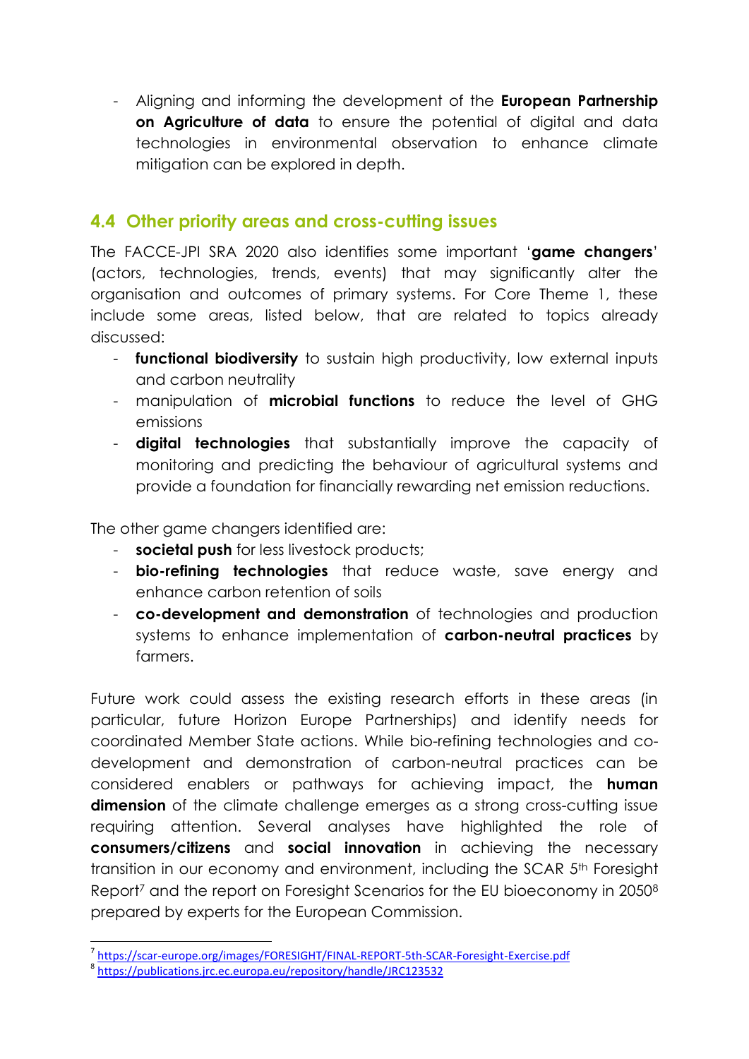- Aligning and informing the development of the **European Partnership on Agriculture of data** to ensure the potential of digital and data technologies in environmental observation to enhance climate mitigation can be explored in depth.

## 4.4 Other priority areas and cross-cutting issues

The FACCE-JPI SRA 2020 also identifies some important '**game changers**' (actors, technologies, trends, events) that may significantly alter the organisation and outcomes of primary systems. For Core Theme 1, these include some areas, listed below, that are related to topics already discussed:

- **functional biodiversity** to sustain high productivity, low external inputs and carbon neutrality
- manipulation of **microbial functions** to reduce the level of GHG emissions
- **digital technologies** that substantially improve the capacity of monitoring and predicting the behaviour of agricultural systems and provide a foundation for financially rewarding net emission reductions.

The other game changers identified are:

- **societal push** for less livestock products;
- **bio-refining technologies** that reduce waste, save energy and enhance carbon retention of soils
- **co-development and demonstration** of technologies and production systems to enhance implementation of **carbon-neutral practices** by farmers.

Future work could assess the existing research efforts in these areas (in particular, future Horizon Europe Partnerships) and identify needs for coordinated Member State actions. While bio-refining technologies and co-development and demonstration of carbon-neutral practices can be considered enablers or pathways for achieving impact, the **human dimension** of the climate challenge emerges as a strong cross-cutting issue requiring attention. Several analyses have highlighted the role of **consumers/citizens** and **social innovation** in achieving the necessary transition in our economy and environment, including the SCAR 5th Foresight Report[7] and the report on Foresight Scenarios for the EU bioeconomy in 2050[8] prepared by experts for the European Commission.

[7] https://scar-europe.org/images/FORESIGHT/FINAL-REPORT-5th-SCAR-Foresight-Exercise.pdf

[8] https://publications.jrc.ec.europa.eu/repository/handle/JRC123532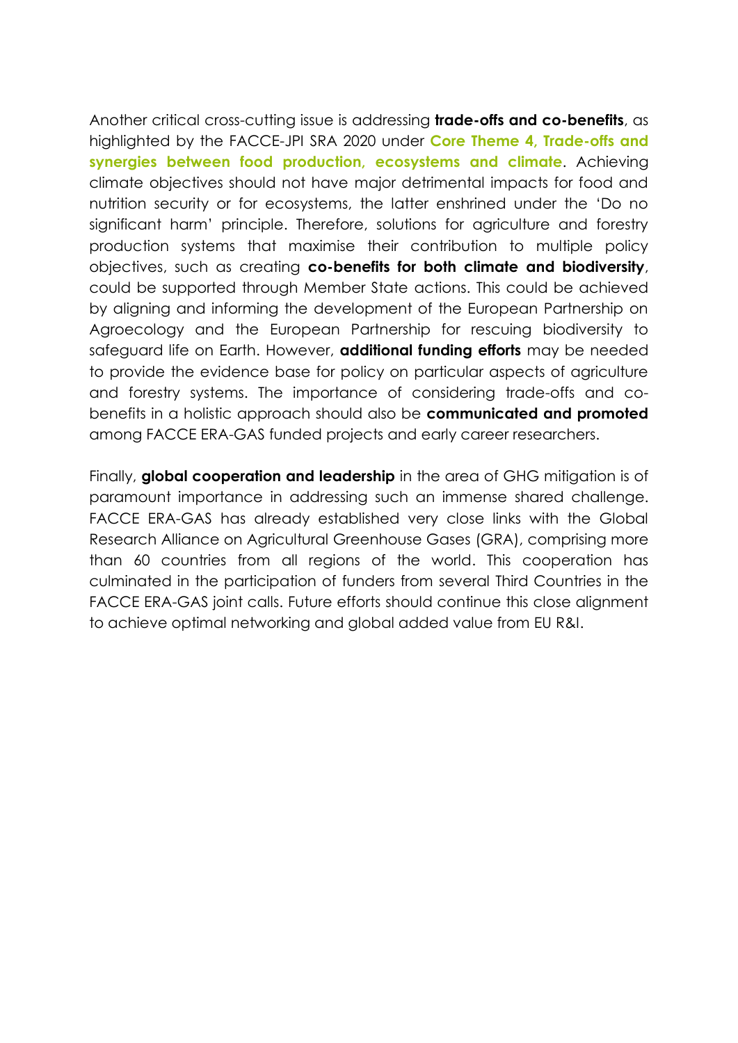Another critical cross-cutting issue is addressing **trade-offs and co-benefits**, as highlighted by the FACCE-JPI SRA 2020 under **Core Theme 4, Trade-offs and synergies between food production, ecosystems and climate**. Achieving climate objectives should not have major detrimental impacts for food and nutrition security or for ecosystems, the latter enshrined under the 'Do no significant harm' principle. Therefore, solutions for agriculture and forestry production systems that maximise their contribution to multiple policy objectives, such as creating **co-benefits for both climate and biodiversity**, could be supported through Member State actions. This could be achieved by aligning and informing the development of the European Partnership on Agroecology and the European Partnership for rescuing biodiversity to safeguard life on Earth. However, **additional funding efforts** may be needed to provide the evidence base for policy on particular aspects of agriculture and forestry systems. The importance of considering trade-offs and co-benefits in a holistic approach should also be **communicated and promoted** among FACCE ERA-GAS funded projects and early career researchers.

Finally, **global cooperation and leadership** in the area of GHG mitigation is of paramount importance in addressing such an immense shared challenge. FACCE ERA-GAS has already established very close links with the Global Research Alliance on Agricultural Greenhouse Gases (GRA), comprising more than 60 countries from all regions of the world. This cooperation has culminated in the participation of funders from several Third Countries in the FACCE ERA-GAS joint calls. Future efforts should continue this close alignment to achieve optimal networking and global added value from EU R&I.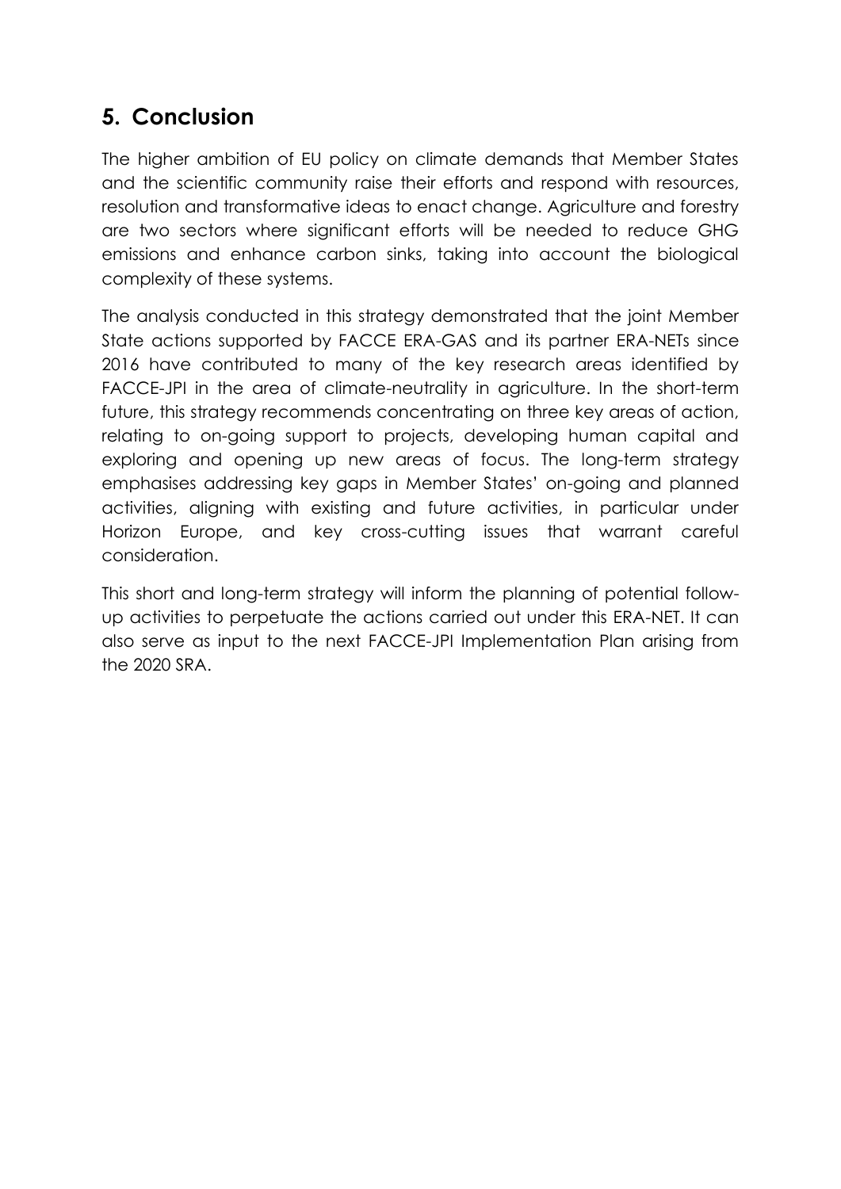## 5. Conclusion

The higher ambition of EU policy on climate demands that Member States and the scientific community raise their efforts and respond with resources, resolution and transformative ideas to enact change. Agriculture and forestry are two sectors where significant efforts will be needed to reduce GHG emissions and enhance carbon sinks, taking into account the biological complexity of these systems.

The analysis conducted in this strategy demonstrated that the joint Member State actions supported by FACCE ERA-GAS and its partner ERA-NETs since 2016 have contributed to many of the key research areas identified by FACCE-JPI in the area of climate-neutrality in agriculture. In the short-term future, this strategy recommends concentrating on three key areas of action, relating to on-going support to projects, developing human capital and exploring and opening up new areas of focus. The long-term strategy emphasises addressing key gaps in Member States' on-going and planned activities, aligning with existing and future activities, in particular under Horizon Europe, and key cross-cutting issues that warrant careful consideration.

This short and long-term strategy will inform the planning of potential follow-up activities to perpetuate the actions carried out under this ERA-NET. It can also serve as input to the next FACCE-JPI Implementation Plan arising from the 2020 SRA.